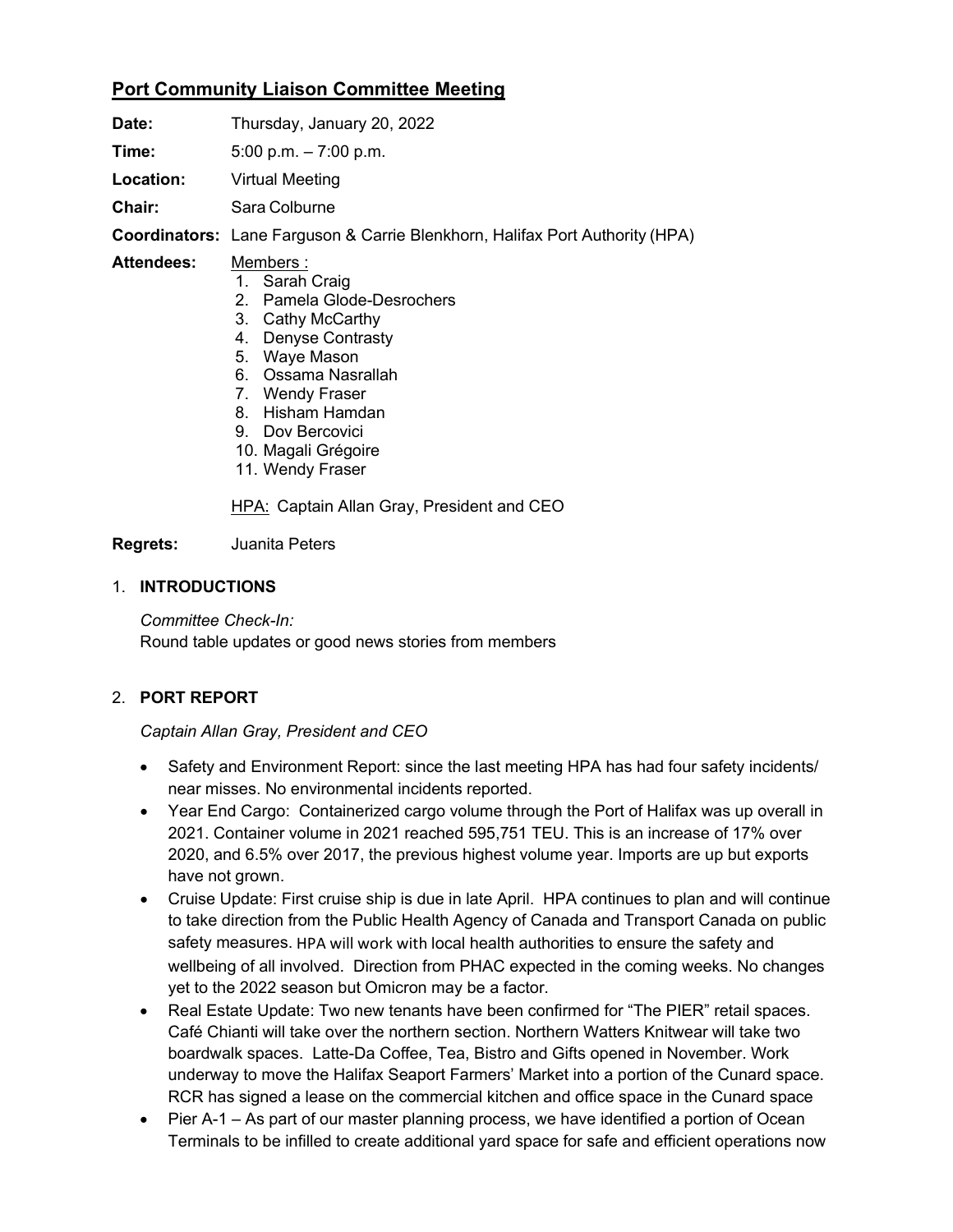# **Port Community Liaison Committee Meeting**

**Date:** Thursday, January 20, 2022

**Time:** 5:00 p.m. – 7:00 p.m.

**Location:** Virtual Meeting

**Chair:** Sara Colburne

**Coordinators:** Lane Farguson & Carrie Blenkhorn, Halifax Port Authority (HPA)

**Attendees:** Members :

1. Sarah Craig
2. Pamela Glode-Desrochers
3. Cathy McCarthy
4. Denyse Contrasty
5. Waye Mason
6. Ossama Nasrallah
7. Wendy Fraser
8. Hisham Hamdan
9. Dov Bercovici
10. Magali Grégoire
11. Wendy Fraser

HPA: Captain Allan Gray, President and CEO

**Regrets:** Juanita Peters

## 1. **INTRODUCTIONS**

*Committee Check-In:*
Round table updates or good news stories from members

## 2. **PORT REPORT**

*Captain Allan Gray, President and CEO*

- Safety and Environment Report: since the last meeting HPA has had four safety incidents/ near misses. No environmental incidents reported.
- Year End Cargo: Containerized cargo volume through the Port of Halifax was up overall in 2021. Container volume in 2021 reached 595,751 TEU. This is an increase of 17% over 2020, and 6.5% over 2017, the previous highest volume year. Imports are up but exports have not grown.
- Cruise Update: First cruise ship is due in late April. HPA continues to plan and will continue to take direction from the Public Health Agency of Canada and Transport Canada on public safety measures. HPA will work with local health authorities to ensure the safety and wellbeing of all involved. Direction from PHAC expected in the coming weeks. No changes yet to the 2022 season but Omicron may be a factor.
- Real Estate Update: Two new tenants have been confirmed for "The PIER" retail spaces. Café Chianti will take over the northern section. Northern Watters Knitwear will take two boardwalk spaces. Latte-Da Coffee, Tea, Bistro and Gifts opened in November. Work underway to move the Halifax Seaport Farmers' Market into a portion of the Cunard space. RCR has signed a lease on the commercial kitchen and office space in the Cunard space
- Pier A-1 – As part of our master planning process, we have identified a portion of Ocean Terminals to be infilled to create additional yard space for safe and efficient operations now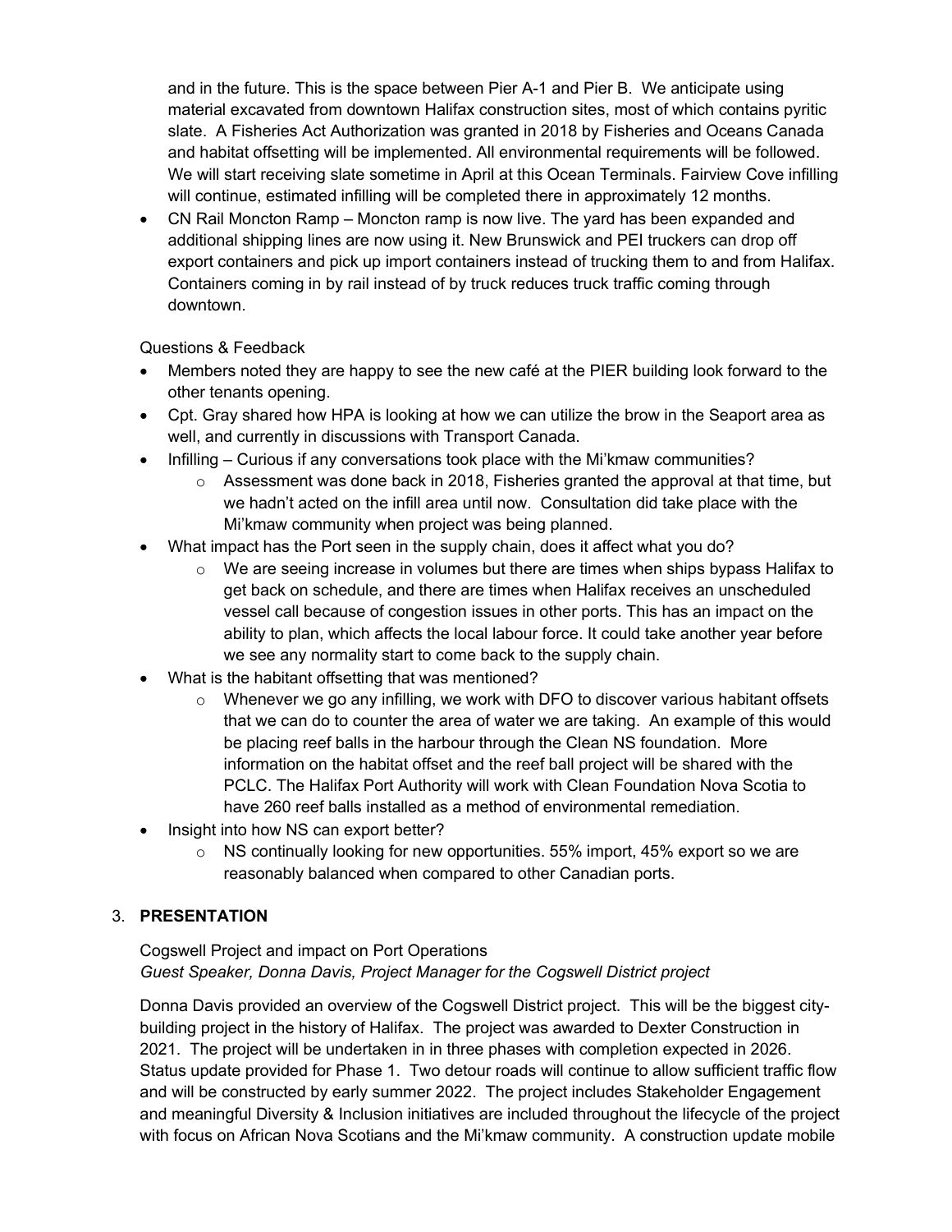and in the future. This is the space between Pier A-1 and Pier B. We anticipate using material excavated from downtown Halifax construction sites, most of which contains pyritic slate. A Fisheries Act Authorization was granted in 2018 by Fisheries and Oceans Canada and habitat offsetting will be implemented. All environmental requirements will be followed. We will start receiving slate sometime in April at this Ocean Terminals. Fairview Cove infilling will continue, estimated infilling will be completed there in approximately 12 months.

- CN Rail Moncton Ramp – Moncton ramp is now live. The yard has been expanded and additional shipping lines are now using it. New Brunswick and PEI truckers can drop off export containers and pick up import containers instead of trucking them to and from Halifax. Containers coming in by rail instead of by truck reduces truck traffic coming through downtown.

Questions & Feedback

- Members noted they are happy to see the new café at the PIER building look forward to the other tenants opening.
- Cpt. Gray shared how HPA is looking at how we can utilize the brow in the Seaport area as well, and currently in discussions with Transport Canada.
- Infilling – Curious if any conversations took place with the Mi'kmaw communities?
  - Assessment was done back in 2018, Fisheries granted the approval at that time, but we hadn't acted on the infill area until now. Consultation did take place with the Mi'kmaw community when project was being planned.
- What impact has the Port seen in the supply chain, does it affect what you do?
  - We are seeing increase in volumes but there are times when ships bypass Halifax to get back on schedule, and there are times when Halifax receives an unscheduled vessel call because of congestion issues in other ports. This has an impact on the ability to plan, which affects the local labour force. It could take another year before we see any normality start to come back to the supply chain.
- What is the habitant offsetting that was mentioned?
  - Whenever we go any infilling, we work with DFO to discover various habitant offsets that we can do to counter the area of water we are taking. An example of this would be placing reef balls in the harbour through the Clean NS foundation. More information on the habitat offset and the reef ball project will be shared with the PCLC. The Halifax Port Authority will work with Clean Foundation Nova Scotia to have 260 reef balls installed as a method of environmental remediation.
- Insight into how NS can export better?
  - NS continually looking for new opportunities. 55% import, 45% export so we are reasonably balanced when compared to other Canadian ports.

## 3. PRESENTATION

Cogswell Project and impact on Port Operations
*Guest Speaker, Donna Davis, Project Manager for the Cogswell District project*

Donna Davis provided an overview of the Cogswell District project. This will be the biggest city-building project in the history of Halifax. The project was awarded to Dexter Construction in 2021. The project will be undertaken in in three phases with completion expected in 2026. Status update provided for Phase 1. Two detour roads will continue to allow sufficient traffic flow and will be constructed by early summer 2022. The project includes Stakeholder Engagement and meaningful Diversity & Inclusion initiatives are included throughout the lifecycle of the project with focus on African Nova Scotians and the Mi'kmaw community. A construction update mobile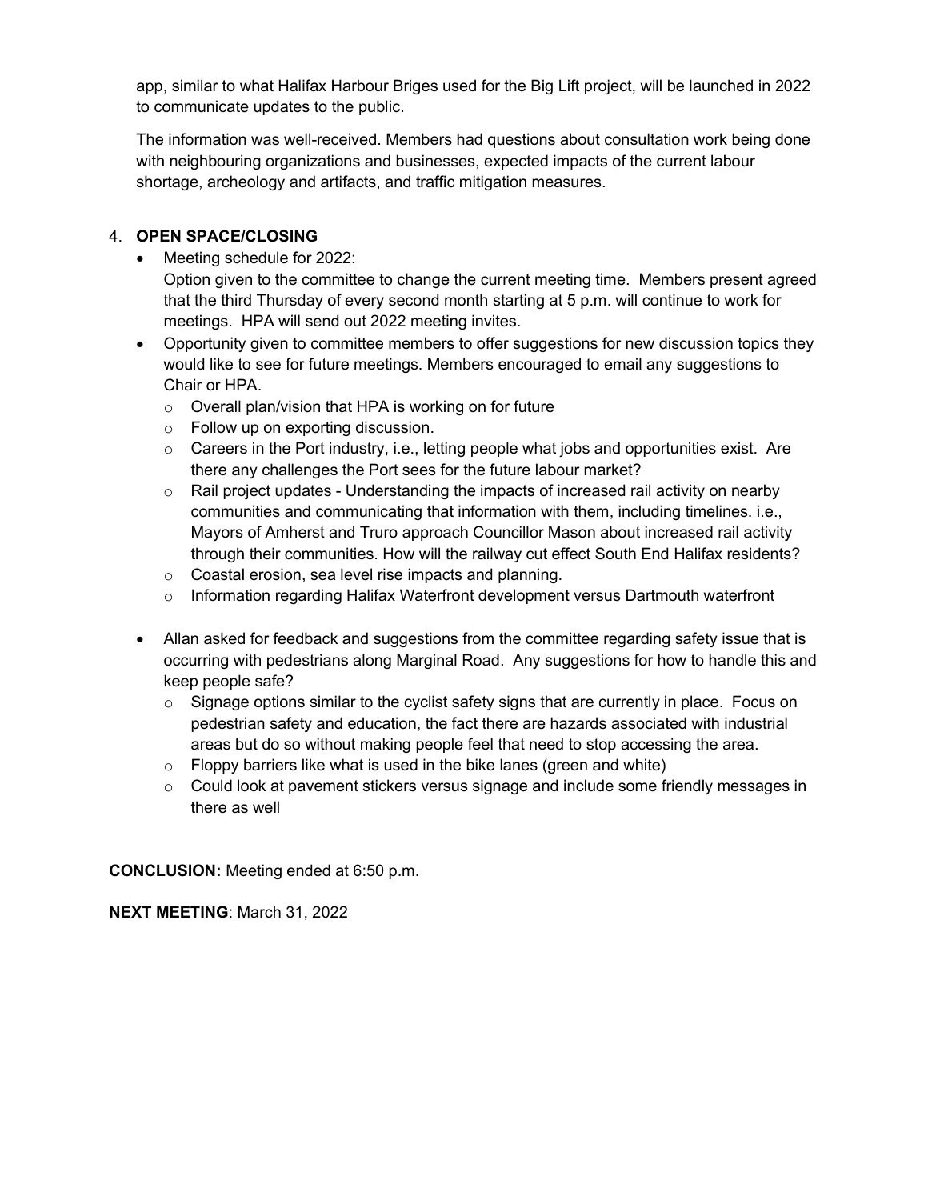app, similar to what Halifax Harbour Briges used for the Big Lift project, will be launched in 2022 to communicate updates to the public.

The information was well-received. Members had questions about consultation work being done with neighbouring organizations and businesses, expected impacts of the current labour shortage, archeology and artifacts, and traffic mitigation measures.

4. **OPEN SPACE/CLOSING**
   - Meeting schedule for 2022:
     Option given to the committee to change the current meeting time. Members present agreed that the third Thursday of every second month starting at 5 p.m. will continue to work for meetings. HPA will send out 2022 meeting invites.
   - Opportunity given to committee members to offer suggestions for new discussion topics they would like to see for future meetings. Members encouraged to email any suggestions to Chair or HPA.
     - Overall plan/vision that HPA is working on for future
     - Follow up on exporting discussion.
     - Careers in the Port industry, i.e., letting people what jobs and opportunities exist. Are there any challenges the Port sees for the future labour market?
     - Rail project updates - Understanding the impacts of increased rail activity on nearby communities and communicating that information with them, including timelines. i.e., Mayors of Amherst and Truro approach Councillor Mason about increased rail activity through their communities. How will the railway cut effect South End Halifax residents?
     - Coastal erosion, sea level rise impacts and planning.
     - Information regarding Halifax Waterfront development versus Dartmouth waterfront
   - Allan asked for feedback and suggestions from the committee regarding safety issue that is occurring with pedestrians along Marginal Road. Any suggestions for how to handle this and keep people safe?
     - Signage options similar to the cyclist safety signs that are currently in place. Focus on pedestrian safety and education, the fact there are hazards associated with industrial areas but do so without making people feel that need to stop accessing the area.
     - Floppy barriers like what is used in the bike lanes (green and white)
     - Could look at pavement stickers versus signage and include some friendly messages in there as well

**CONCLUSION:** Meeting ended at 6:50 p.m.

**NEXT MEETING**: March 31, 2022